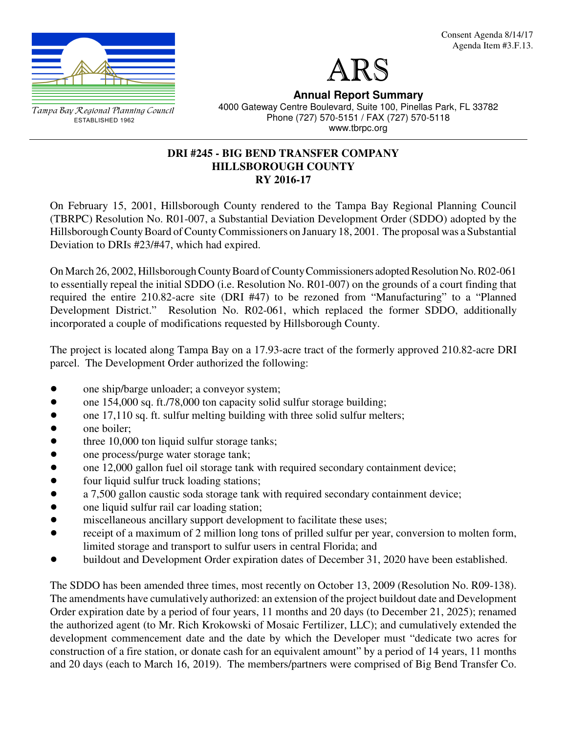Consent Agenda 8/14/17
Agenda Item #3.F.13.

Tampa Bay Regional Planning Council
ESTABLISHED 1962

# ARS

**Annual Report Summary**
4000 Gateway Centre Boulevard, Suite 100, Pinellas Park, FL 33782
Phone (727) 570-5151 / FAX (727) 570-5118
www.tbrpc.org

## DRI #245 - BIG BEND TRANSFER COMPANY
## HILLSBOROUGH COUNTY
## RY 2016-17

On February 15, 2001, Hillsborough County rendered to the Tampa Bay Regional Planning Council (TBRPC) Resolution No. R01-007, a Substantial Deviation Development Order (SDDO) adopted by the Hillsborough County Board of County Commissioners on January 18, 2001. The proposal was a Substantial Deviation to DRIs #23/#47, which had expired.

On March 26, 2002, Hillsborough County Board of County Commissioners adopted Resolution No. R02-061 to essentially repeal the initial SDDO (i.e. Resolution No. R01-007) on the grounds of a court finding that required the entire 210.82-acre site (DRI #47) to be rezoned from "Manufacturing" to a "Planned Development District." Resolution No. R02-061, which replaced the former SDDO, additionally incorporated a couple of modifications requested by Hillsborough County.

The project is located along Tampa Bay on a 17.93-acre tract of the formerly approved 210.82-acre DRI parcel. The Development Order authorized the following:

- one ship/barge unloader; a conveyor system;
- one 154,000 sq. ft./78,000 ton capacity solid sulfur storage building;
- one 17,110 sq. ft. sulfur melting building with three solid sulfur melters;
- one boiler;
- three 10,000 ton liquid sulfur storage tanks;
- one process/purge water storage tank;
- one 12,000 gallon fuel oil storage tank with required secondary containment device;
- four liquid sulfur truck loading stations;
- a 7,500 gallon caustic soda storage tank with required secondary containment device;
- one liquid sulfur rail car loading station;
- miscellaneous ancillary support development to facilitate these uses;
- receipt of a maximum of 2 million long tons of prilled sulfur per year, conversion to molten form, limited storage and transport to sulfur users in central Florida; and
- buildout and Development Order expiration dates of December 31, 2020 have been established.

The SDDO has been amended three times, most recently on October 13, 2009 (Resolution No. R09-138). The amendments have cumulatively authorized: an extension of the project buildout date and Development Order expiration date by a period of four years, 11 months and 20 days (to December 21, 2025); renamed the authorized agent (to Mr. Rich Krokowski of Mosaic Fertilizer, LLC); and cumulatively extended the development commencement date and the date by which the Developer must "dedicate two acres for construction of a fire station, or donate cash for an equivalent amount" by a period of 14 years, 11 months and 20 days (each to March 16, 2019). The members/partners were comprised of Big Bend Transfer Co.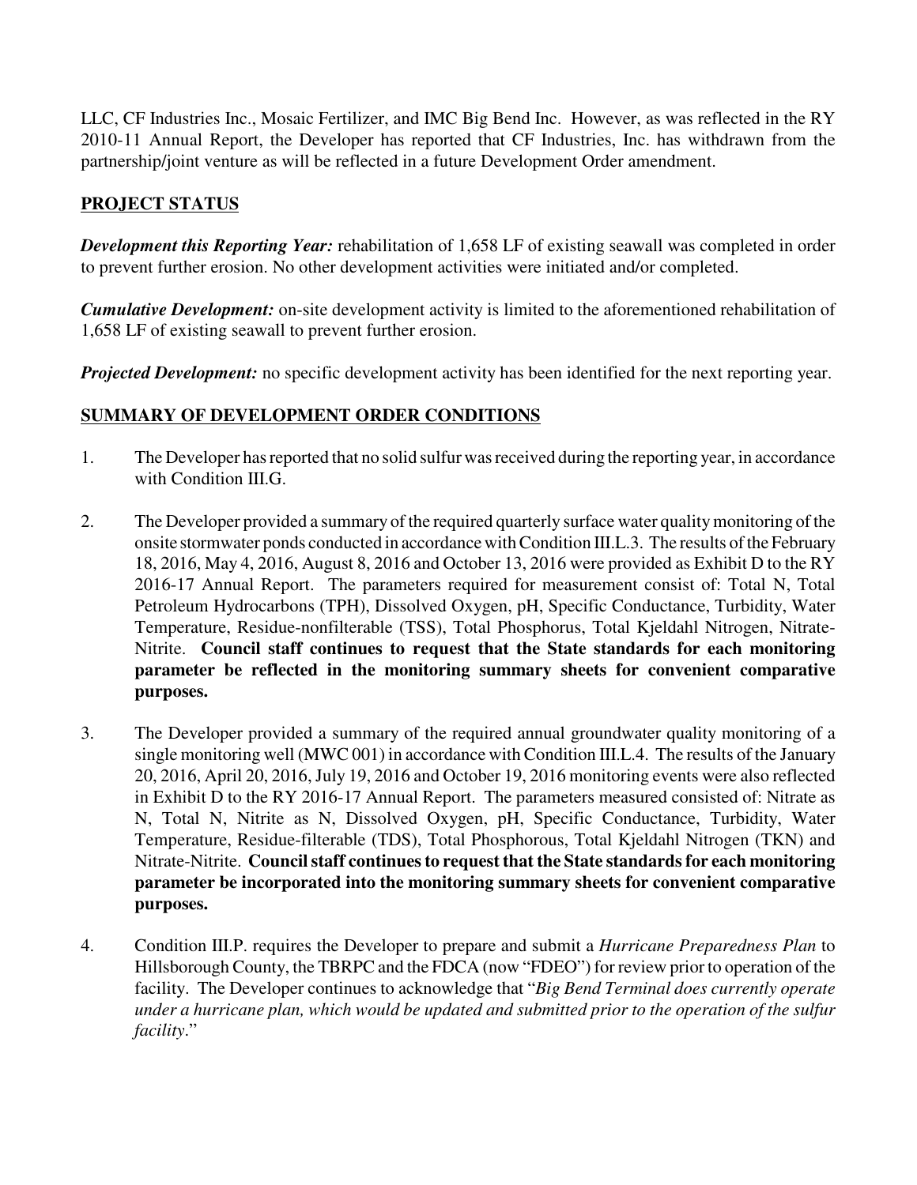LLC, CF Industries Inc., Mosaic Fertilizer, and IMC Big Bend Inc. However, as was reflected in the RY 2010-11 Annual Report, the Developer has reported that CF Industries, Inc. has withdrawn from the partnership/joint venture as will be reflected in a future Development Order amendment.

## PROJECT STATUS

***Development this Reporting Year:*** rehabilitation of 1,658 LF of existing seawall was completed in order to prevent further erosion. No other development activities were initiated and/or completed.

***Cumulative Development:*** on-site development activity is limited to the aforementioned rehabilitation of 1,658 LF of existing seawall to prevent further erosion.

***Projected Development:*** no specific development activity has been identified for the next reporting year.

## SUMMARY OF DEVELOPMENT ORDER CONDITIONS

1. The Developer has reported that no solid sulfur was received during the reporting year, in accordance with Condition III.G.

2. The Developer provided a summary of the required quarterly surface water quality monitoring of the onsite stormwater ponds conducted in accordance with Condition III.L.3. The results of the February 18, 2016, May 4, 2016, August 8, 2016 and October 13, 2016 were provided as Exhibit D to the RY 2016-17 Annual Report. The parameters required for measurement consist of: Total N, Total Petroleum Hydrocarbons (TPH), Dissolved Oxygen, pH, Specific Conductance, Turbidity, Water Temperature, Residue-nonfilterable (TSS), Total Phosphorus, Total Kjeldahl Nitrogen, Nitrate-Nitrite. **Council staff continues to request that the State standards for each monitoring parameter be reflected in the monitoring summary sheets for convenient comparative purposes.**

3. The Developer provided a summary of the required annual groundwater quality monitoring of a single monitoring well (MWC 001) in accordance with Condition III.L.4. The results of the January 20, 2016, April 20, 2016, July 19, 2016 and October 19, 2016 monitoring events were also reflected in Exhibit D to the RY 2016-17 Annual Report. The parameters measured consisted of: Nitrate as N, Total N, Nitrite as N, Dissolved Oxygen, pH, Specific Conductance, Turbidity, Water Temperature, Residue-filterable (TDS), Total Phosphorous, Total Kjeldahl Nitrogen (TKN) and Nitrate-Nitrite. **Council staff continues to request that the State standards for each monitoring parameter be incorporated into the monitoring summary sheets for convenient comparative purposes.**

4. Condition III.P. requires the Developer to prepare and submit a *Hurricane Preparedness Plan* to Hillsborough County, the TBRPC and the FDCA (now "FDEO") for review prior to operation of the facility. The Developer continues to acknowledge that "*Big Bend Terminal does currently operate under a hurricane plan, which would be updated and submitted prior to the operation of the sulfur facility*."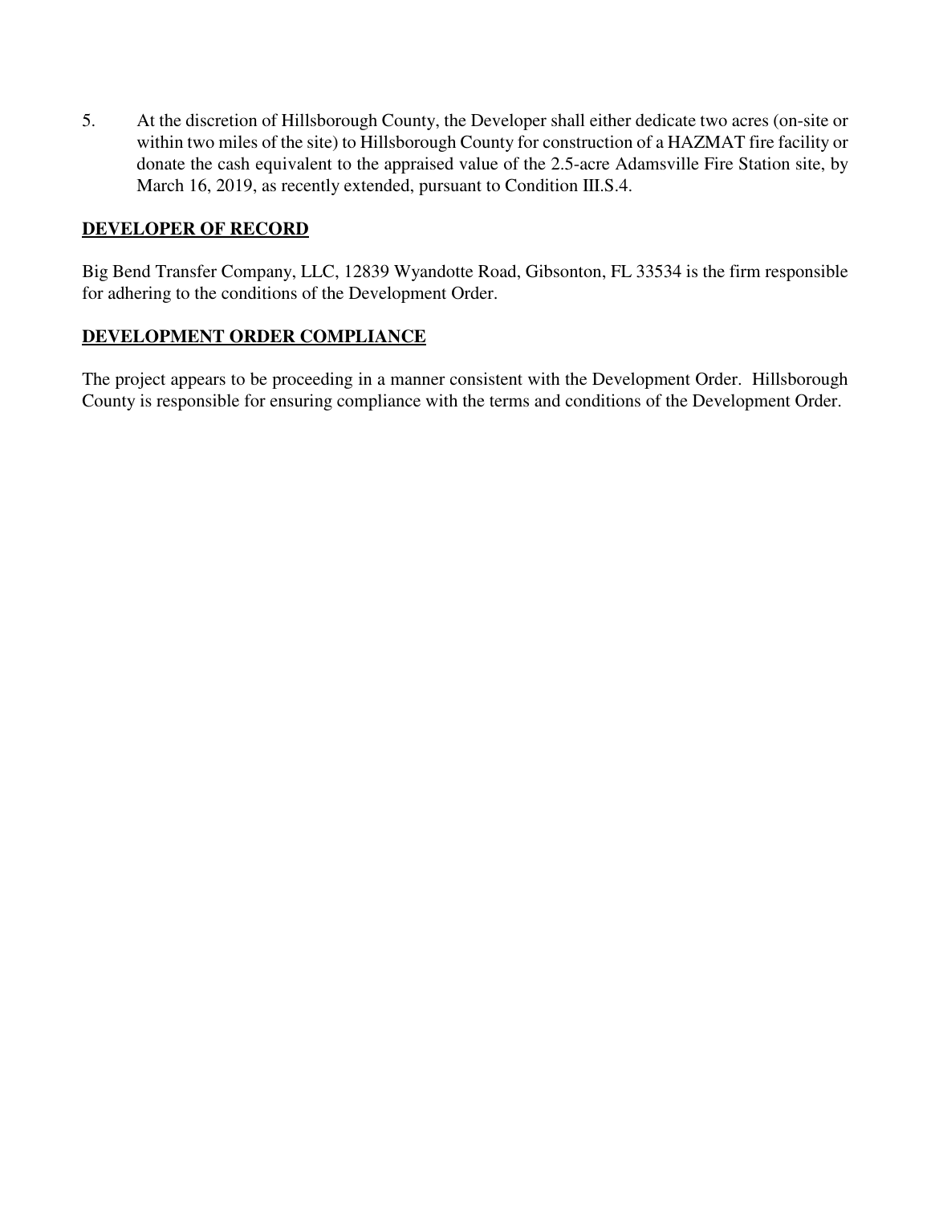5. At the discretion of Hillsborough County, the Developer shall either dedicate two acres (on-site or within two miles of the site) to Hillsborough County for construction of a HAZMAT fire facility or donate the cash equivalent to the appraised value of the 2.5-acre Adamsville Fire Station site, by March 16, 2019, as recently extended, pursuant to Condition III.S.4.

## **DEVELOPER OF RECORD**

Big Bend Transfer Company, LLC, 12839 Wyandotte Road, Gibsonton, FL 33534 is the firm responsible for adhering to the conditions of the Development Order.

## **DEVELOPMENT ORDER COMPLIANCE**

The project appears to be proceeding in a manner consistent with the Development Order. Hillsborough County is responsible for ensuring compliance with the terms and conditions of the Development Order.